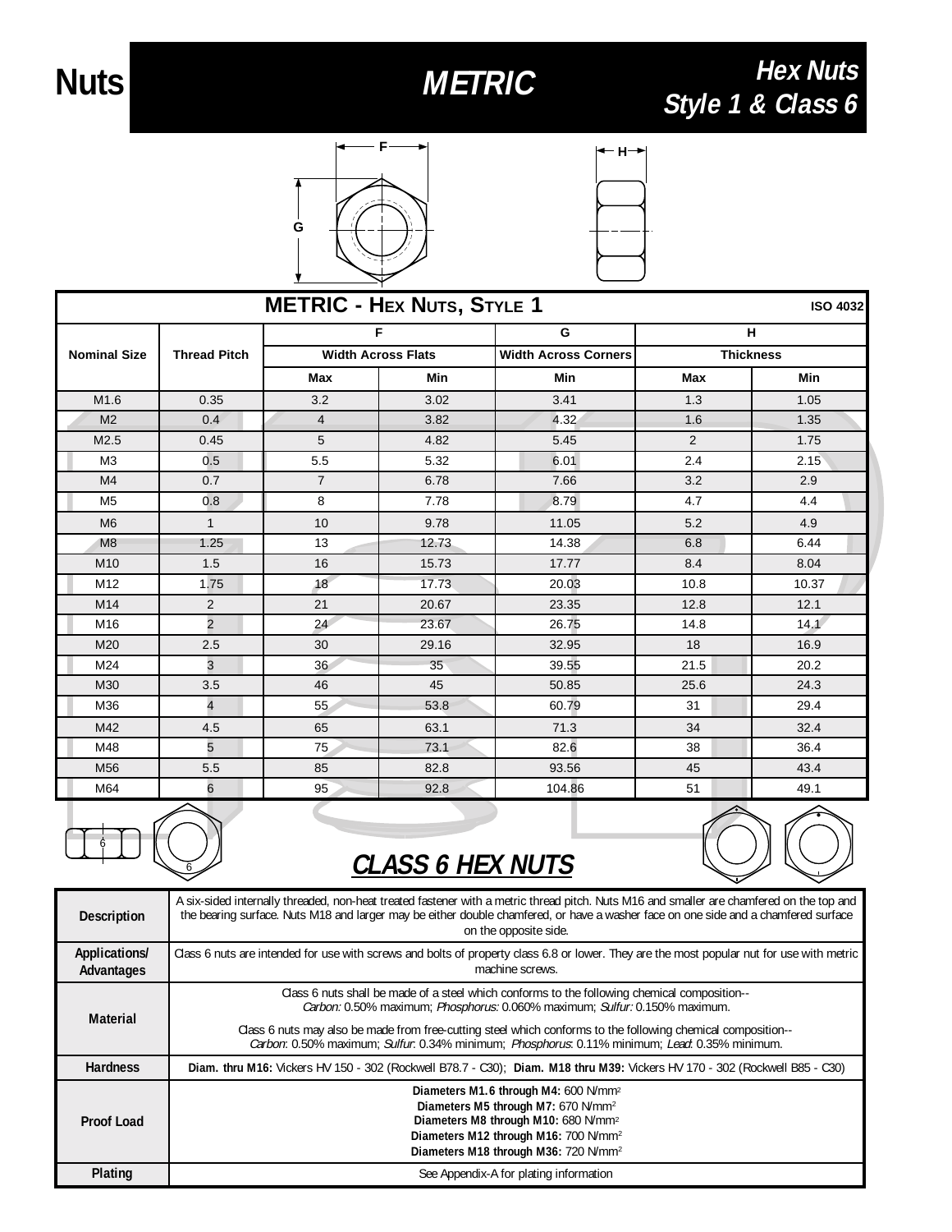# Nuts — METRIC — Hex Nuts Style 1 & Class 6

## METRIC - HEX NUTS, STYLE 1

ISO 4032

| Nominal Size | Thread Pitch | F Width Across Flats | | G Width Across Corners | H Thickness | |
|---|---|---|---|---|---|---|
| | | Max | Min | Min | Max | Min |
| M1.6 | 0.35 | 3.2 | 3.02 | 3.41 | 1.3 | 1.05 |
| M2 | 0.4 | 4 | 3.82 | 4.32 | 1.6 | 1.35 |
| M2.5 | 0.45 | 5 | 4.82 | 5.45 | 2 | 1.75 |
| M3 | 0.5 | 5.5 | 5.32 | 6.01 | 2.4 | 2.15 |
| M4 | 0.7 | 7 | 6.78 | 7.66 | 3.2 | 2.9 |
| M5 | 0.8 | 8 | 7.78 | 8.79 | 4.7 | 4.4 |
| M6 | 1 | 10 | 9.78 | 11.05 | 5.2 | 4.9 |
| M8 | 1.25 | 13 | 12.73 | 14.38 | 6.8 | 6.44 |
| M10 | 1.5 | 16 | 15.73 | 17.77 | 8.4 | 8.04 |
| M12 | 1.75 | 18 | 17.73 | 20.03 | 10.8 | 10.37 |
| M14 | 2 | 21 | 20.67 | 23.35 | 12.8 | 12.1 |
| M16 | 2 | 24 | 23.67 | 26.75 | 14.8 | 14.1 |
| M20 | 2.5 | 30 | 29.16 | 32.95 | 18 | 16.9 |
| M24 | 3 | 36 | 35 | 39.55 | 21.5 | 20.2 |
| M30 | 3.5 | 46 | 45 | 50.85 | 25.6 | 24.3 |
| M36 | 4 | 55 | 53.8 | 60.79 | 31 | 29.4 |
| M42 | 4.5 | 65 | 63.1 | 71.3 | 34 | 32.4 |
| M48 | 5 | 75 | 73.1 | 82.6 | 38 | 36.4 |
| M56 | 5.5 | 85 | 82.8 | 93.56 | 45 | 43.4 |
| M64 | 6 | 95 | 92.8 | 104.86 | 51 | 49.1 |

## *CLASS 6 HEX NUTS*

| | |
|---|---|
| **Description** | A six-sided internally threaded, non-heat treated fastener with a metric thread pitch. Nuts M16 and smaller are chamfered on the top and the bearing surface. Nuts M18 and larger may be either double chamfered, or have a washer face on one side and a chamfered surface on the opposite side. |
| **Applications/ Advantages** | Class 6 nuts are intended for use with screws and bolts of property class 6.8 or lower. They are the most popular nut for use with metric machine screws. |
| **Material** | Class 6 nuts shall be made of a steel which conforms to the following chemical composition-- *Carbon:* 0.50% maximum; *Phosphorus:* 0.060% maximum; *Sulfur:* 0.150% maximum. Class 6 nuts may also be made from free-cutting steel which conforms to the following chemical composition-- *Carbon*: 0.50% maximum; *Sulfur*: 0.34% minimum; *Phosphorus*: 0.11% minimum; *Lead*: 0.35% minimum. |
| **Hardness** | **Diam. thru M16:** Vickers HV 150 - 302 (Rockwell B78.7 - C30); **Diam. M18 thru M39:** Vickers HV 170 - 302 (Rockwell B85 - C30) |
| **Proof Load** | **Diameters M1.6 through M4:** 600 N/mm$^2$ **Diameters M5 through M7:** 670 N/mm$^2$ **Diameters M8 through M10:** 680 N/mm$^2$ **Diameters M12 through M16:** 700 N/mm$^2$ **Diameters M18 through M36:** 720 N/mm$^2$ |
| **Plating** | See Appendix-A for plating information |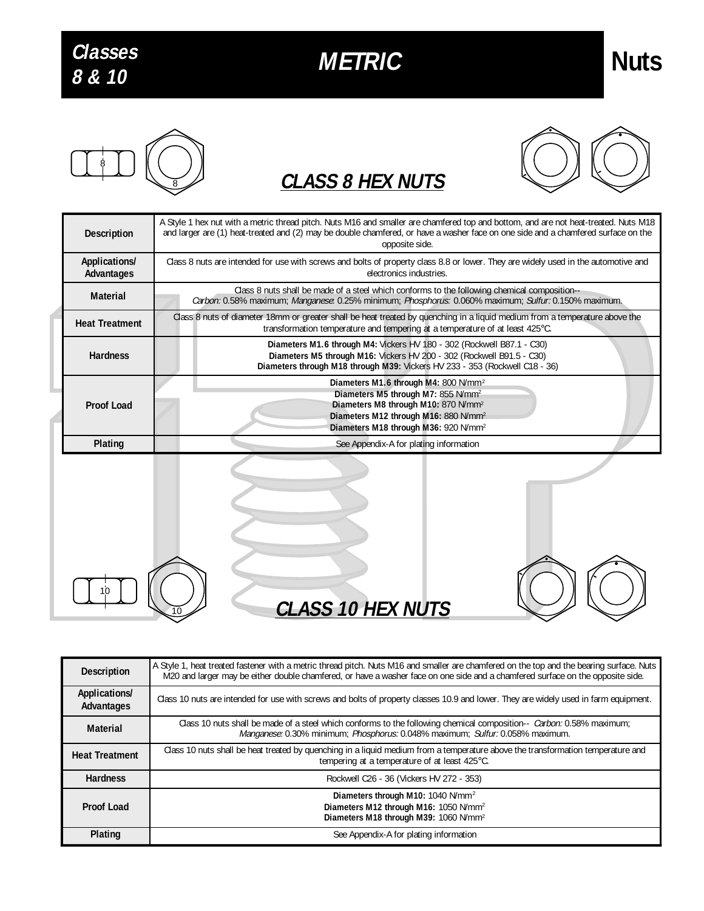# Classes 8 & 10 METRIC Nuts

## CLASS 8 HEX NUTS

| | |
|---|---|
| **Description** | A Style 1 hex nut with a metric thread pitch. Nuts M16 and smaller are chamfered top and bottom, and are not heat-treated. Nuts M18 and larger are (1) heat-treated and (2) may be double chamfered, or have a washer face on one side and a chamfered surface on the opposite side. |
| **Applications/ Advantages** | Class 8 nuts are intended for use with screws and bolts of property class 8.8 or lower. They are widely used in the automotive and electronics industries. |
| **Material** | Class 8 nuts shall be made of a steel which conforms to the following chemical composition-- *Carbon:* 0.58% maximum; *Manganese*: 0.25% minimum; *Phosphorus:* 0.060% maximum; *Sulfur:* 0.150% maximum. |
| **Heat Treatment** | Class 8 nuts of diameter 18mm or greater shall be heat treated by quenching in a liquid medium from a temperature above the transformation temperature and tempering at a temperature of at least 425°C. |
| **Hardness** | **Diameters M1.6 through M4:** Vickers HV 180 - 302 (Rockwell B87.1 - C30)<br>**Diameters M5 through M16:** Vickers HV 200 - 302 (Rockwell B91.5 - C30)<br>**Diameters through M18 through M39:** Vickers HV 233 - 353 (Rockwell C18 - 36) |
| **Proof Load** | **Diameters M1.6 through M4:** 800 N/mm²<br>**Diameters M5 through M7:** 855 N/mm²<br>**Diameters M8 through M10:** 870 N/mm²<br>**Diameters M12 through M16:** 880 N/mm²<br>**Diameters M18 through M36:** 920 N/mm² |
| **Plating** | See Appendix-A for plating information |

## CLASS 10 HEX NUTS

| | |
|---|---|
| **Description** | A Style 1, heat treated fastener with a metric thread pitch. Nuts M16 and smaller are chamfered on the top and the bearing surface. Nuts M20 and larger may be either double chamfered, or have a washer face on one side and a chamfered surface on the opposite side. |
| **Applications/ Advantages** | Class 10 nuts are intended for use with screws and bolts of property classes 10.9 and lower. They are widely used in farm equipment. |
| **Material** | Class 10 nuts shall be made of a steel which conforms to the following chemical composition-- *Carbon:* 0.58% maximum; *Manganese:* 0.30% minimum; *Phosphorus:* 0.048% maximum; *Sulfur:* 0.058% maximum. |
| **Heat Treatment** | Class 10 nuts shall be heat treated by quenching in a liquid medium from a temperature above the transformation temperature and tempering at a temperature of at least 425°C. |
| **Hardness** | Rockwell C26 - 36 (Vickers HV 272 - 353) |
| **Proof Load** | **Diameters through M10:** 1040 N/mm²<br>**Diameters M12 through M16:** 1050 N/mm²<br>**Diameters M18 through M39:** 1060 N/mm² |
| **Plating** | See Appendix-A for plating information |